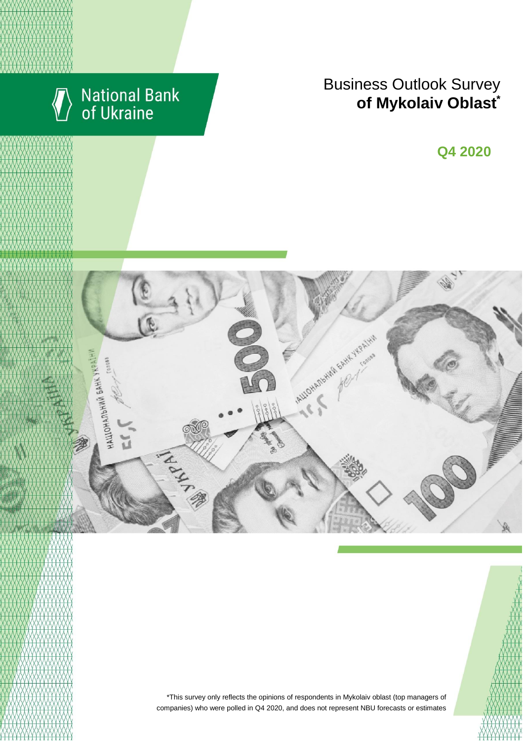National Bank of Ukraine

# Business Outlook Survey **of Mykolaiv Oblast***

## Q4 2020

*This survey only reflects the opinions of respondents in Mykolaiv oblast (top managers of companies) who were polled in Q4 2020, and does not represent NBU forecasts or estimates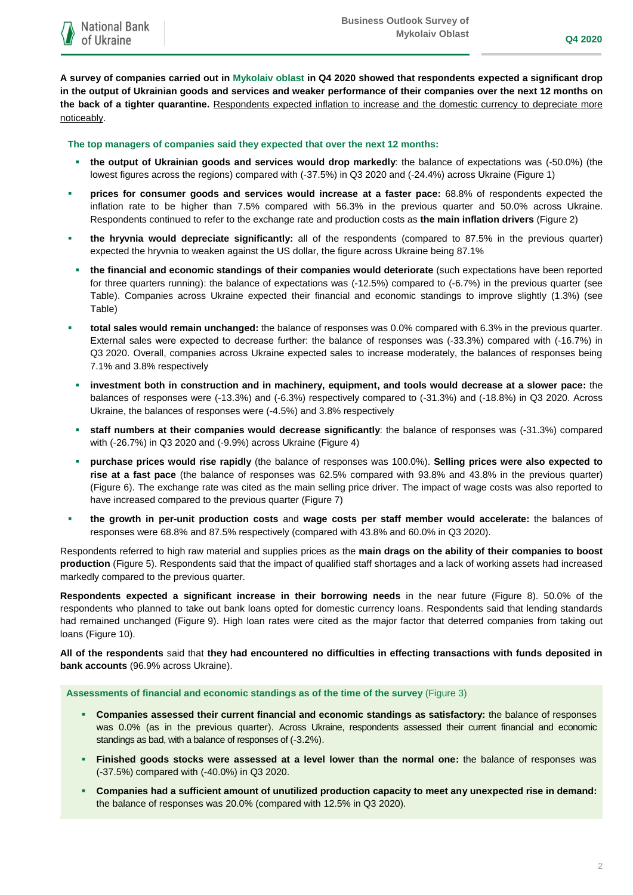**A survey of companies carried out in Mykolaiv oblast in Q4 2020 showed that respondents expected a significant drop in the output of Ukrainian goods and services and weaker performance of their companies over the next 12 months on the back of a tighter quarantine.** Respondents expected inflation to increase and the domestic currency to depreciate more noticeably.

**The top managers of companies said they expected that over the next 12 months:**

- **the output of Ukrainian goods and services would drop markedly**: the balance of expectations was (-50.0%) (the lowest figures across the regions) compared with (-37.5%) in Q3 2020 and (-24.4%) across Ukraine (Figure 1)
- **prices for consumer goods and services would increase at a faster pace:** 68.8% of respondents expected the inflation rate to be higher than 7.5% compared with 56.3% in the previous quarter and 50.0% across Ukraine. Respondents continued to refer to the exchange rate and production costs as **the main inflation drivers** (Figure 2)
- **the hryvnia would depreciate significantly:** all of the respondents (compared to 87.5% in the previous quarter) expected the hryvnia to weaken against the US dollar, the figure across Ukraine being 87.1%
- **the financial and economic standings of their companies would deteriorate** (such expectations have been reported for three quarters running): the balance of expectations was (-12.5%) compared to (-6.7%) in the previous quarter (see Table). Companies across Ukraine expected their financial and economic standings to improve slightly (1.3%) (see Table)
- **total sales would remain unchanged:** the balance of responses was 0.0% compared with 6.3% in the previous quarter. External sales were expected to decrease further: the balance of responses was (-33.3%) compared with (-16.7%) in Q3 2020. Overall, companies across Ukraine expected sales to increase moderately, the balances of responses being 7.1% and 3.8% respectively
- **investment both in construction and in machinery, equipment, and tools would decrease at a slower pace:** the balances of responses were (-13.3%) and (-6.3%) respectively compared to (-31.3%) and (-18.8%) in Q3 2020. Across Ukraine, the balances of responses were (-4.5%) and 3.8% respectively
- **staff numbers at their companies would decrease significantly**: the balance of responses was (-31.3%) compared with (-26.7%) in Q3 2020 and (-9.9%) across Ukraine (Figure 4)
- **purchase prices would rise rapidly** (the balance of responses was 100.0%). **Selling prices were also expected to rise at a fast pace** (the balance of responses was 62.5% compared with 93.8% and 43.8% in the previous quarter) (Figure 6). The exchange rate was cited as the main selling price driver. The impact of wage costs was also reported to have increased compared to the previous quarter (Figure 7)
- **the growth in per-unit production costs** and **wage costs per staff member would accelerate:** the balances of responses were 68.8% and 87.5% respectively (compared with 43.8% and 60.0% in Q3 2020).

Respondents referred to high raw material and supplies prices as the **main drags on the ability of their companies to boost production** (Figure 5). Respondents said that the impact of qualified staff shortages and a lack of working assets had increased markedly compared to the previous quarter.

**Respondents expected a significant increase in their borrowing needs** in the near future (Figure 8). 50.0% of the respondents who planned to take out bank loans opted for domestic currency loans. Respondents said that lending standards had remained unchanged (Figure 9). High loan rates were cited as the major factor that deterred companies from taking out loans (Figure 10).

**All of the respondents** said that **they had encountered no difficulties in effecting transactions with funds deposited in bank accounts** (96.9% across Ukraine).

**Assessments of financial and economic standings as of the time of the survey** (Figure 3)

- **Companies assessed their current financial and economic standings as satisfactory:** the balance of responses was 0.0% (as in the previous quarter). Across Ukraine, respondents assessed their current financial and economic standings as bad, with a balance of responses of (-3.2%).
- **Finished goods stocks were assessed at a level lower than the normal one:** the balance of responses was (-37.5%) compared with (-40.0%) in Q3 2020.
- **Companies had a sufficient amount of unutilized production capacity to meet any unexpected rise in demand:** the balance of responses was 20.0% (compared with 12.5% in Q3 2020).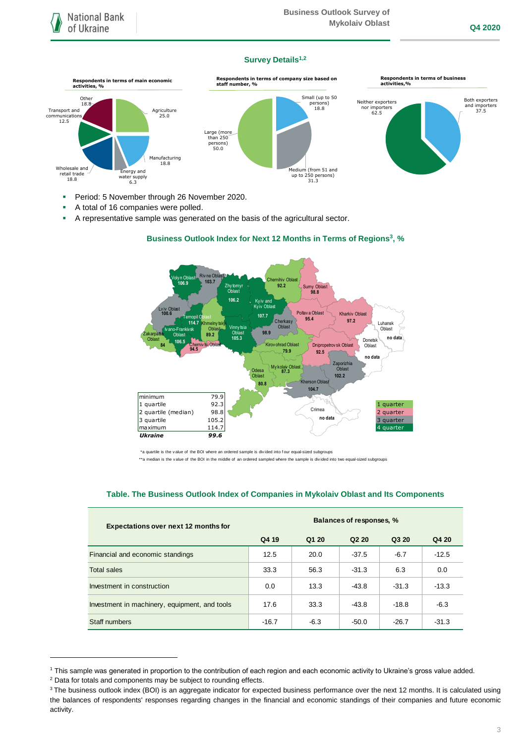## Survey Details[1,2]

**Respondents in terms of main economic activities, %**

- Agriculture 25.0
- Manufacturing 18.8
- Energy and water supply 6.3
- Wholesale and retail trade 18.8
- Transport and communications 12.5
- Other 18.8

**Respondents in terms of company size based on staff number, %**

- Small (up to 50 persons) 18.8
- Medium (from 51 and up to 250 persons) 31.3
- Large (more than 250 persons) 50.0

**Respondents in terms of business activities,%**

- Both exporters and importers 37.5
- Neither exporters nor importers 62.5

- Period: 5 November through 26 November 2020.
- A total of 16 companies were polled.
- A representative sample was generated on the basis of the agricultural sector.

## Business Outlook Index for Next 12 Months in Terms of Regions[3], %

| Region | BOI |
|---|---|
| Volyn Oblast | 106.9 |
| Rivne Oblast | 103.7 |
| Zhytomyr Oblast | 106.2 |
| Chernihiv Oblast | 92.2 |
| Sumy Oblast | 98.8 |
| Kyiv and Kyiv Oblast | 107.7 |
| Lviv Oblast | 100.6 |
| Ternopil Oblast | 114.7 |
| Khmelnytskyi Oblast | 89.2 |
| Vinnytsia Oblast | 105.3 |
| Cherkasy Oblast | 98.9 |
| Poltava Oblast | 95.4 |
| Kharkiv Oblast | 97.2 |
| Luhansk Oblast | no data |
| Zakarpattia Oblast | 84 |
| Ivano-Frankivsk Oblast | 106.5 |
| Chernivtsi Oblast | 94.5 |
| Kirovohrad Oblast | 79.9 |
| Dnipropetrovsk Oblast | 92.5 |
| Donetsk Oblast | no data |
| Odesa Oblast | 80.8 |
| Mykolaiv Oblast | 87.3 |
| Zaporizhia Oblast | 102.2 |
| Kherson Oblast | 104.7 |
| Crimea | no data |

| | |
|---|---|
| minimum | 79.9 |
| 1 quartile | 92.3 |
| 2 quartile (median) | 98.8 |
| 3 quartile | 105.2 |
| maximum | 114.7 |
| ***Ukraine*** | ***99.6*** |

Legend: 1 quarter; 2 quarter; 3 quarter; 4 quarter

*a quartile is the value of the BOI where an ordered sample is divided into four equal-sized subgroups

**a median is the value of the BOI in the middle of an ordered sampled where the sample is divided into two equal-sized subgroups

## Table. The Business Outlook Index of Companies in Mykolaiv Oblast and Its Components

| Expectations over next 12 months for | Balances of responses, % | | | | |
|---|---|---|---|---|---|
| | Q4 19 | Q1 20 | Q2 20 | Q3 20 | Q4 20 |
| Financial and economic standings | 12.5 | 20.0 | -37.5 | -6.7 | -12.5 |
| Total sales | 33.3 | 56.3 | -31.3 | 6.3 | 0.0 |
| Investment in construction | 0.0 | 13.3 | -43.8 | -31.3 | -13.3 |
| Investment in machinery, equipment, and tools | 17.6 | 33.3 | -43.8 | -18.8 | -6.3 |
| Staff numbers | -16.7 | -6.3 | -50.0 | -26.7 | -31.3 |

[1] This sample was generated in proportion to the contribution of each region and each economic activity to Ukraine's gross value added.

[2] Data for totals and components may be subject to rounding effects.

[3] The business outlook index (BOI) is an aggregate indicator for expected business performance over the next 12 months. It is calculated using the balances of respondents' responses regarding changes in the financial and economic standings of their companies and future economic activity.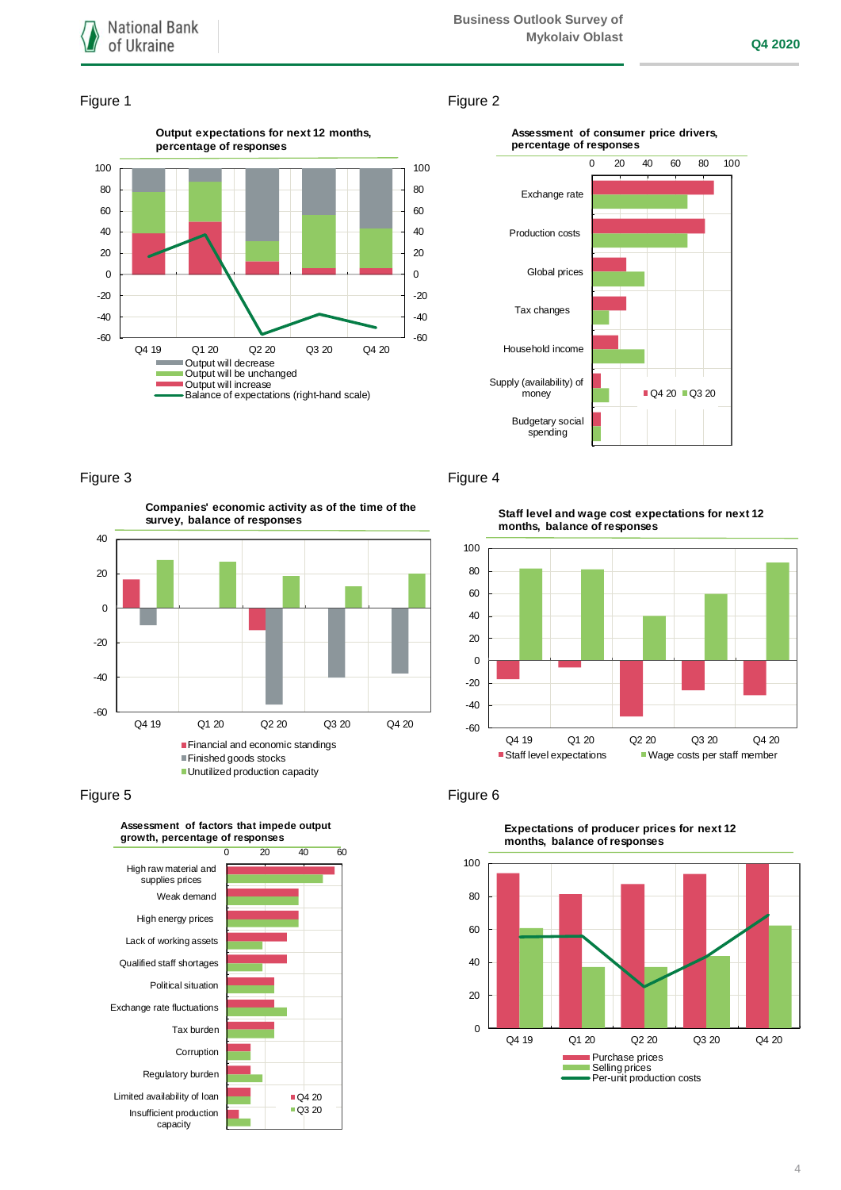Figure 1

**Output expectations for next 12 months, percentage of responses**

- Output will decrease
- Output will be unchanged
- Output will increase
- Balance of expectations (right-hand scale)

Figure 2

**Assessment of consumer price drivers, percentage of responses**

Exchange rate, Production costs, Global prices, Tax changes, Household income, Supply (availability) of money, Budgetary social spending

Q4 20 / Q3 20

Figure 3

**Companies' economic activity as of the time of the survey, balance of responses**

- Financial and economic standings
- Finished goods stocks
- Unutilized production capacity

Figure 4

**Staff level and wage cost expectations for next 12 months, balance of responses**

- Staff level expectations
- Wage costs per staff member

Figure 5

**Assessment of factors that impede output growth, percentage of responses**

High raw material and supplies prices, Weak demand, High energy prices, Lack of working assets, Qualified staff shortages, Political situation, Exchange rate fluctuations, Tax burden, Corruption, Regulatory burden, Limited availability of loan, Insufficient production capacity

Q4 20 / Q3 20

Figure 6

**Expectations of producer prices for next 12 months, balance of responses**

- Purchase prices
- Selling prices
- Per-unit production costs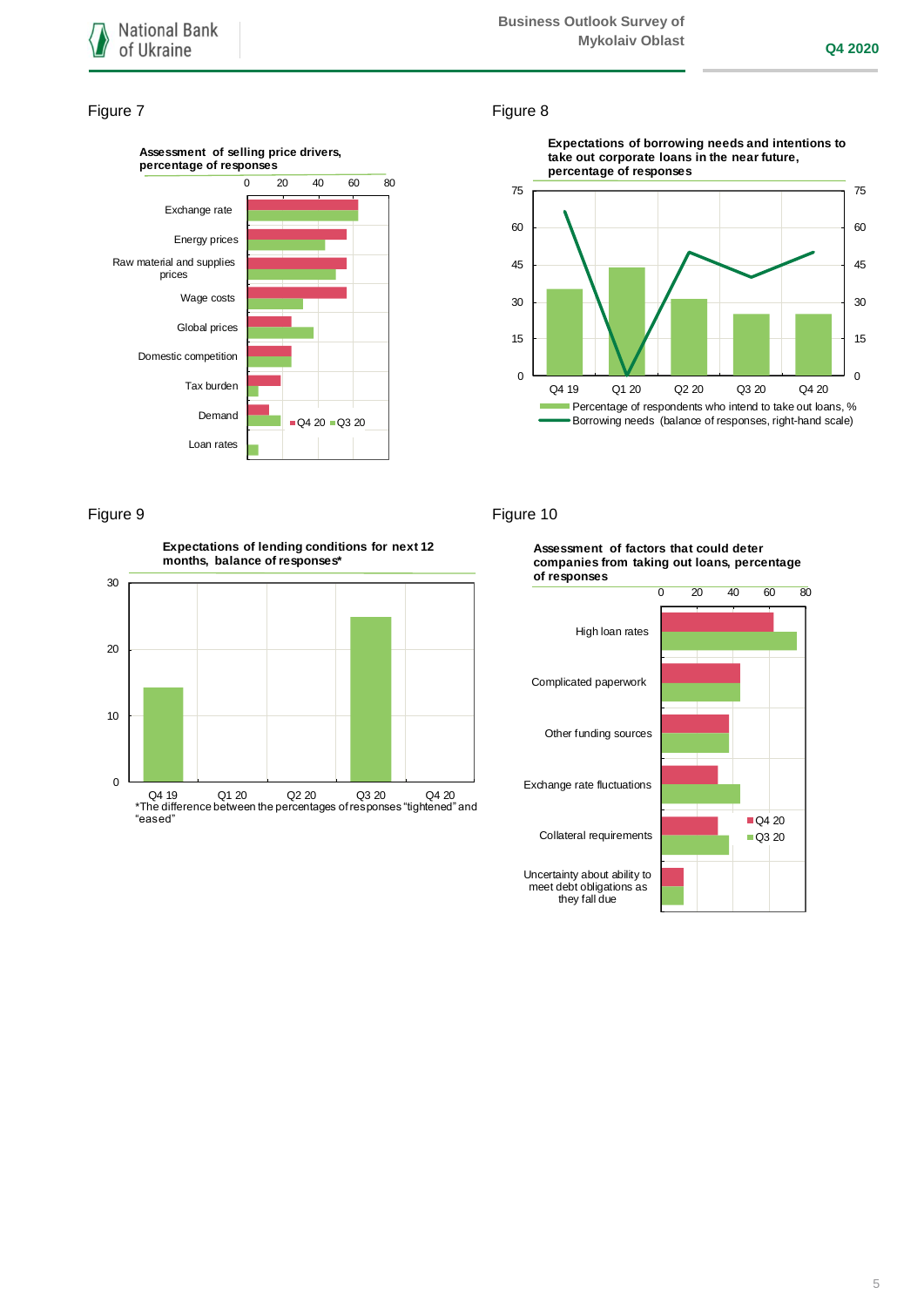Figure 7

**Assessment of selling price drivers, percentage of responses**

0 20 40 60 80

Exchange rate

Energy prices

Raw material and supplies prices

Wage costs

Global prices

Domestic competition

Tax burden

Demand

Loan rates

Q4 20 Q3 20

Figure 8

**Expectations of borrowing needs and intentions to take out corporate loans in the near future, percentage of responses**

75 60 45 30 15 0

Q4 19 Q1 20 Q2 20 Q3 20 Q4 20

Percentage of respondents who intend to take out loans, %

Borrowing needs (balance of responses, right-hand scale)

Figure 9

**Expectations of lending conditions for next 12 months, balance of responses***

30 20 10 0

Q4 19 Q1 20 Q2 20 Q3 20 Q4 20

*The difference between the percentages of responses "tightened" and "eased"

Figure 10

**Assessment of factors that could deter companies from taking out loans, percentage of responses**

0 20 40 60 80

High loan rates

Complicated paperwork

Other funding sources

Exchange rate fluctuations

Collateral requirements

Uncertainty about ability to meet debt obligations as they fall due

Q4 20 Q3 20